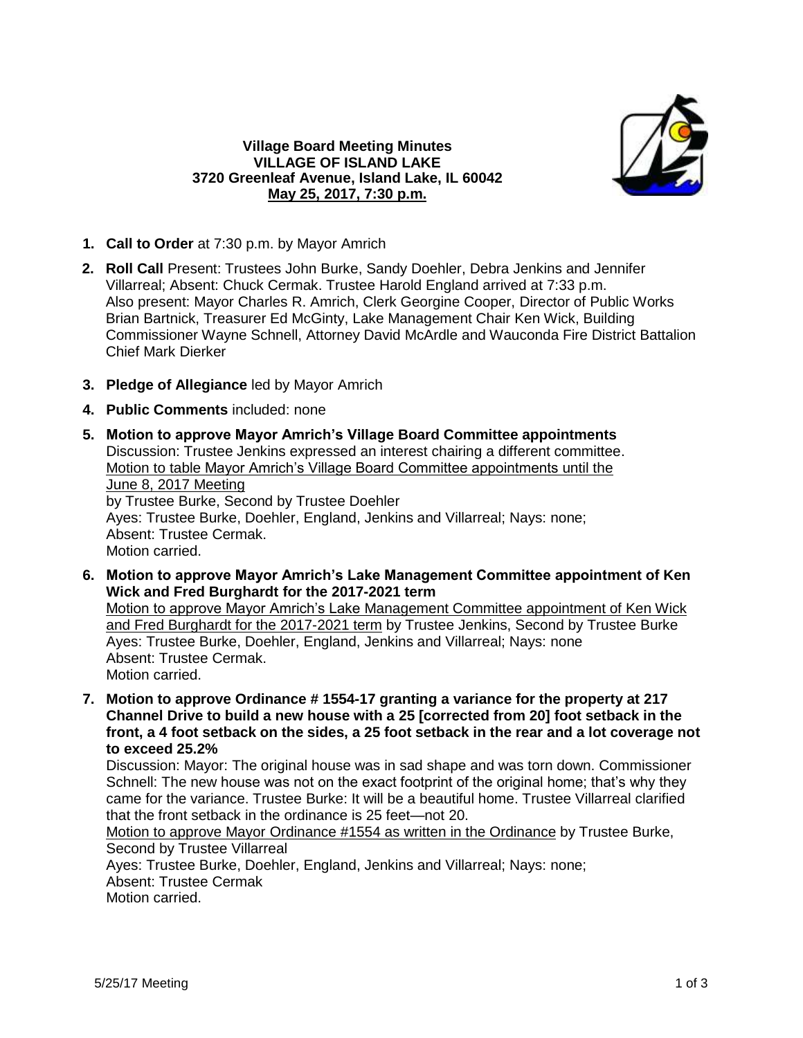**Village Board Meeting Minutes**
**VILLAGE OF ISLAND LAKE**
**3720 Greenleaf Avenue, Island Lake, IL 60042**
**May 25, 2017, 7:30 p.m.**

1. **Call to Order** at 7:30 p.m. by Mayor Amrich

2. **Roll Call** Present: Trustees John Burke, Sandy Doehler, Debra Jenkins and Jennifer Villarreal; Absent: Chuck Cermak. Trustee Harold England arrived at 7:33 p.m.
   Also present: Mayor Charles R. Amrich, Clerk Georgine Cooper, Director of Public Works Brian Bartnick, Treasurer Ed McGinty, Lake Management Chair Ken Wick, Building Commissioner Wayne Schnell, Attorney David McArdle and Wauconda Fire District Battalion Chief Mark Dierker

3. **Pledge of Allegiance** led by Mayor Amrich

4. **Public Comments** included: none

5. **Motion to approve Mayor Amrich's Village Board Committee appointments**
   Discussion: Trustee Jenkins expressed an interest chairing a different committee.
   Motion to table Mayor Amrich's Village Board Committee appointments until the June 8, 2017 Meeting
   by Trustee Burke, Second by Trustee Doehler
   Ayes: Trustee Burke, Doehler, England, Jenkins and Villarreal; Nays: none;
   Absent: Trustee Cermak.
   Motion carried.

6. **Motion to approve Mayor Amrich's Lake Management Committee appointment of Ken Wick and Fred Burghardt for the 2017-2021 term**
   Motion to approve Mayor Amrich's Lake Management Committee appointment of Ken Wick and Fred Burghardt for the 2017-2021 term by Trustee Jenkins, Second by Trustee Burke
   Ayes: Trustee Burke, Doehler, England, Jenkins and Villarreal; Nays: none
   Absent: Trustee Cermak.
   Motion carried.

7. **Motion to approve Ordinance # 1554-17 granting a variance for the property at 217 Channel Drive to build a new house with a 25 [corrected from 20] foot setback in the front, a 4 foot setback on the sides, a 25 foot setback in the rear and a lot coverage not to exceed 25.2%**
   Discussion: Mayor: The original house was in sad shape and was torn down. Commissioner Schnell: The new house was not on the exact footprint of the original home; that's why they came for the variance. Trustee Burke: It will be a beautiful home. Trustee Villarreal clarified that the front setback in the ordinance is 25 feet—not 20.
   Motion to approve Mayor Ordinance #1554 as written in the Ordinance by Trustee Burke, Second by Trustee Villarreal
   Ayes: Trustee Burke, Doehler, England, Jenkins and Villarreal; Nays: none;
   Absent: Trustee Cermak
   Motion carried.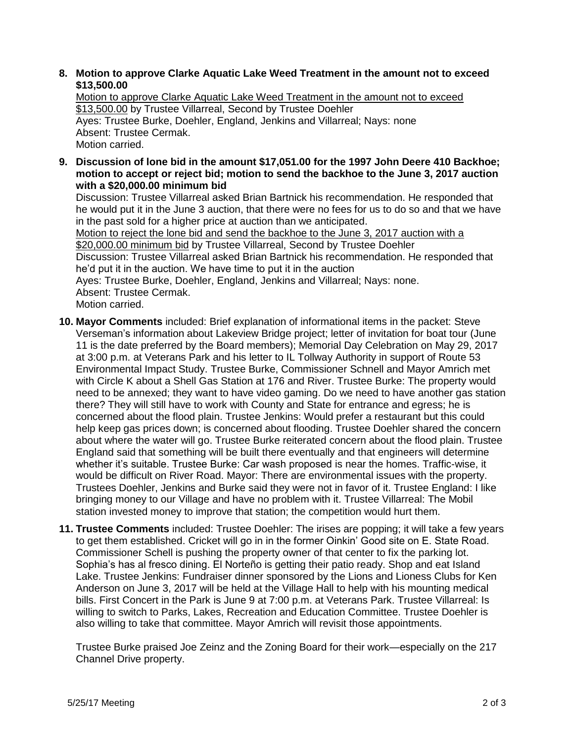8. **Motion to approve Clarke Aquatic Lake Weed Treatment in the amount not to exceed $13,500.00**
   Motion to approve Clarke Aquatic Lake Weed Treatment in the amount not to exceed $13,500.00 by Trustee Villarreal, Second by Trustee Doehler
   Ayes: Trustee Burke, Doehler, England, Jenkins and Villarreal; Nays: none
   Absent: Trustee Cermak.
   Motion carried.

9. **Discussion of lone bid in the amount $17,051.00 for the 1997 John Deere 410 Backhoe; motion to accept or reject bid; motion to send the backhoe to the June 3, 2017 auction with a $20,000.00 minimum bid**
   Discussion: Trustee Villarreal asked Brian Bartnick his recommendation. He responded that he would put it in the June 3 auction, that there were no fees for us to do so and that we have in the past sold for a higher price at auction than we anticipated.
   Motion to reject the lone bid and send the backhoe to the June 3, 2017 auction with a $20,000.00 minimum bid by Trustee Villarreal, Second by Trustee Doehler
   Discussion: Trustee Villarreal asked Brian Bartnick his recommendation. He responded that he'd put it in the auction. We have time to put it in the auction
   Ayes: Trustee Burke, Doehler, England, Jenkins and Villarreal; Nays: none.
   Absent: Trustee Cermak.
   Motion carried.

10. **Mayor Comments** included: Brief explanation of informational items in the packet: Steve Verseman's information about Lakeview Bridge project; letter of invitation for boat tour (June 11 is the date preferred by the Board members); Memorial Day Celebration on May 29, 2017 at 3:00 p.m. at Veterans Park and his letter to IL Tollway Authority in support of Route 53 Environmental Impact Study. Trustee Burke, Commissioner Schnell and Mayor Amrich met with Circle K about a Shell Gas Station at 176 and River. Trustee Burke: The property would need to be annexed; they want to have video gaming. Do we need to have another gas station there? They will still have to work with County and State for entrance and egress; he is concerned about the flood plain. Trustee Jenkins: Would prefer a restaurant but this could help keep gas prices down; is concerned about flooding. Trustee Doehler shared the concern about where the water will go. Trustee Burke reiterated concern about the flood plain. Trustee England said that something will be built there eventually and that engineers will determine whether it's suitable. Trustee Burke: Car wash proposed is near the homes. Traffic-wise, it would be difficult on River Road. Mayor: There are environmental issues with the property. Trustees Doehler, Jenkins and Burke said they were not in favor of it. Trustee England: I like bringing money to our Village and have no problem with it. Trustee Villarreal: The Mobil station invested money to improve that station; the competition would hurt them.

11. **Trustee Comments** included: Trustee Doehler: The irises are popping; it will take a few years to get them established. Cricket will go in in the former Oinkin' Good site on E. State Road. Commissioner Schell is pushing the property owner of that center to fix the parking lot. Sophia's has al fresco dining. El Norteño is getting their patio ready. Shop and eat Island Lake. Trustee Jenkins: Fundraiser dinner sponsored by the Lions and Lioness Clubs for Ken Anderson on June 3, 2017 will be held at the Village Hall to help with his mounting medical bills. First Concert in the Park is June 9 at 7:00 p.m. at Veterans Park. Trustee Villarreal: Is willing to switch to Parks, Lakes, Recreation and Education Committee. Trustee Doehler is also willing to take that committee. Mayor Amrich will revisit those appointments.

    Trustee Burke praised Joe Zeinz and the Zoning Board for their work—especially on the 217 Channel Drive property.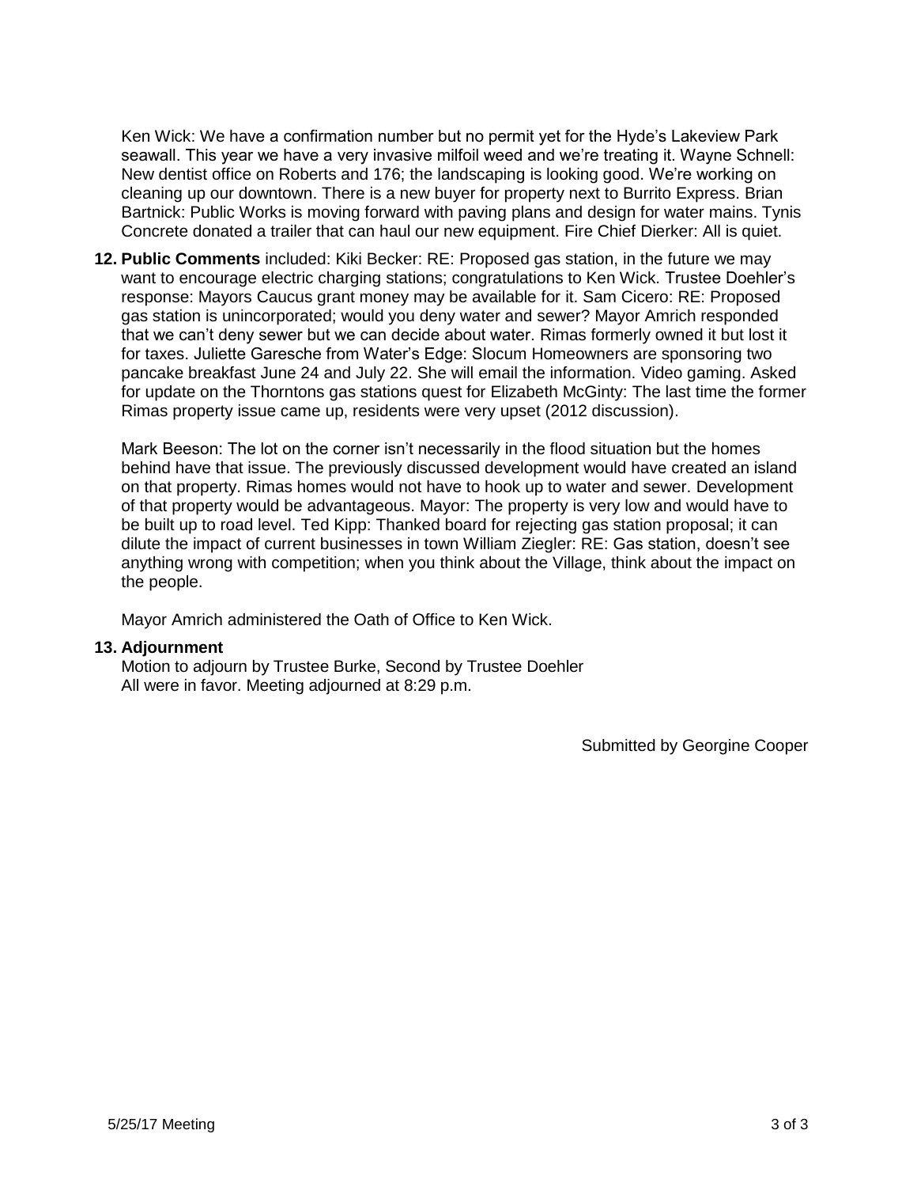Ken Wick: We have a confirmation number but no permit yet for the Hyde's Lakeview Park seawall. This year we have a very invasive milfoil weed and we're treating it. Wayne Schnell: New dentist office on Roberts and 176; the landscaping is looking good. We're working on cleaning up our downtown. There is a new buyer for property next to Burrito Express. Brian Bartnick: Public Works is moving forward with paving plans and design for water mains. Tynis Concrete donated a trailer that can haul our new equipment. Fire Chief Dierker: All is quiet.

**12. Public Comments** included: Kiki Becker: RE: Proposed gas station, in the future we may want to encourage electric charging stations; congratulations to Ken Wick. Trustee Doehler's response: Mayors Caucus grant money may be available for it. Sam Cicero: RE: Proposed gas station is unincorporated; would you deny water and sewer? Mayor Amrich responded that we can't deny sewer but we can decide about water. Rimas formerly owned it but lost it for taxes. Juliette Garesche from Water's Edge: Slocum Homeowners are sponsoring two pancake breakfast June 24 and July 22. She will email the information. Video gaming. Asked for update on the Thorntons gas stations quest for Elizabeth McGinty: The last time the former Rimas property issue came up, residents were very upset (2012 discussion).

Mark Beeson: The lot on the corner isn't necessarily in the flood situation but the homes behind have that issue. The previously discussed development would have created an island on that property. Rimas homes would not have to hook up to water and sewer. Development of that property would be advantageous. Mayor: The property is very low and would have to be built up to road level. Ted Kipp: Thanked board for rejecting gas station proposal; it can dilute the impact of current businesses in town William Ziegler: RE: Gas station, doesn't see anything wrong with competition; when you think about the Village, think about the impact on the people.

Mayor Amrich administered the Oath of Office to Ken Wick.

**13. Adjournment**

Motion to adjourn by Trustee Burke, Second by Trustee Doehler
All were in favor. Meeting adjourned at 8:29 p.m.

Submitted by Georgine Cooper